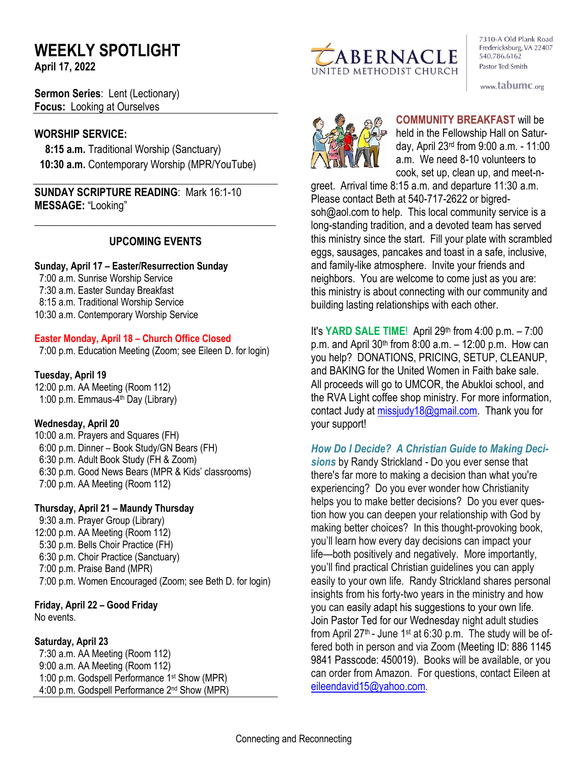# WEEKLY SPOTLIGHT

**April 17, 2022**

TABERNACLE UNITED METHODIST CHURCH

7310-A Old Plank Road
Fredericksburg, VA 22407
540.786.6162
Pastor Ted Smith

www.tabumc.org

**Sermon Series**: Lent (Lectionary)
**Focus:** Looking at Ourselves

## WORSHIP SERVICE:

**8:15 a.m.** Traditional Worship (Sanctuary)
**10:30 a.m.** Contemporary Worship (MPR/YouTube)

**SUNDAY SCRIPTURE READING**: Mark 16:1-10
**MESSAGE:** "Looking"

## UPCOMING EVENTS

**Sunday, April 17 – Easter/Resurrection Sunday**
7:00 a.m. Sunrise Worship Service
7:30 a.m. Easter Sunday Breakfast
8:15 a.m. Traditional Worship Service
10:30 a.m. Contemporary Worship Service

**Easter Monday, April 18 – Church Office Closed**
7:00 p.m. Education Meeting (Zoom; see Eileen D. for login)

**Tuesday, April 19**
12:00 p.m. AA Meeting (Room 112)
1:00 p.m. Emmaus-4th Day (Library)

**Wednesday, April 20**
10:00 a.m. Prayers and Squares (FH)
6:00 p.m. Dinner – Book Study/GN Bears (FH)
6:30 p.m. Adult Book Study (FH & Zoom)
6:30 p.m. Good News Bears (MPR & Kids' classrooms)
7:00 p.m. AA Meeting (Room 112)

**Thursday, April 21 – Maundy Thursday**
9:30 a.m. Prayer Group (Library)
12:00 p.m. AA Meeting (Room 112)
5:30 p.m. Bells Choir Practice (FH)
6:30 p.m. Choir Practice (Sanctuary)
7:00 p.m. Praise Band (MPR)
7:00 p.m. Women Encouraged (Zoom; see Beth D. for login)

**Friday, April 22 – Good Friday**
No events.

**Saturday, April 23**
7:30 a.m. AA Meeting (Room 112)
9:00 a.m. AA Meeting (Room 112)
1:00 p.m. Godspell Performance 1st Show (MPR)
4:00 p.m. Godspell Performance 2nd Show (MPR)

**COMMUNITY BREAKFAST** will be held in the Fellowship Hall on Saturday, April 23rd from 9:00 a.m. - 11:00 a.m. We need 8-10 volunteers to cook, set up, clean up, and meet-n-greet. Arrival time 8:15 a.m. and departure 11:30 a.m. Please contact Beth at 540-717-2622 or bigredsoh@aol.com to help. This local community service is a long-standing tradition, and a devoted team has served this ministry since the start. Fill your plate with scrambled eggs, sausages, pancakes and toast in a safe, inclusive, and family-like atmosphere. Invite your friends and neighbors. You are welcome to come just as you are: this ministry is about connecting with our community and building lasting relationships with each other.

It's **YARD SALE TIME**! April 29th from 4:00 p.m. – 7:00 p.m. and April 30th from 8:00 a.m. – 12:00 p.m. How can you help? DONATIONS, PRICING, SETUP, CLEANUP, and BAKING for the United Women in Faith bake sale. All proceeds will go to UMCOR, the Abukloi school, and the RVA Light coffee shop ministry. For more information, contact Judy at missjudy18@gmail.com. Thank you for your support!

***How Do I Decide? A Christian Guide to Making Decisions*** by Randy Strickland - Do you ever sense that there's far more to making a decision than what you're experiencing? Do you ever wonder how Christianity helps you to make better decisions? Do you ever question how you can deepen your relationship with God by making better choices? In this thought-provoking book, you'll learn how every day decisions can impact your life—both positively and negatively. More importantly, you'll find practical Christian guidelines you can apply easily to your own life. Randy Strickland shares personal insights from his forty-two years in the ministry and how you can easily adapt his suggestions to your own life. Join Pastor Ted for our Wednesday night adult studies from April 27th - June 1st at 6:30 p.m. The study will be offered both in person and via Zoom (Meeting ID: 886 1145 9841 Passcode: 450019). Books will be available, or you can order from Amazon. For questions, contact Eileen at eileendavid15@yahoo.com.

Connecting and Reconnecting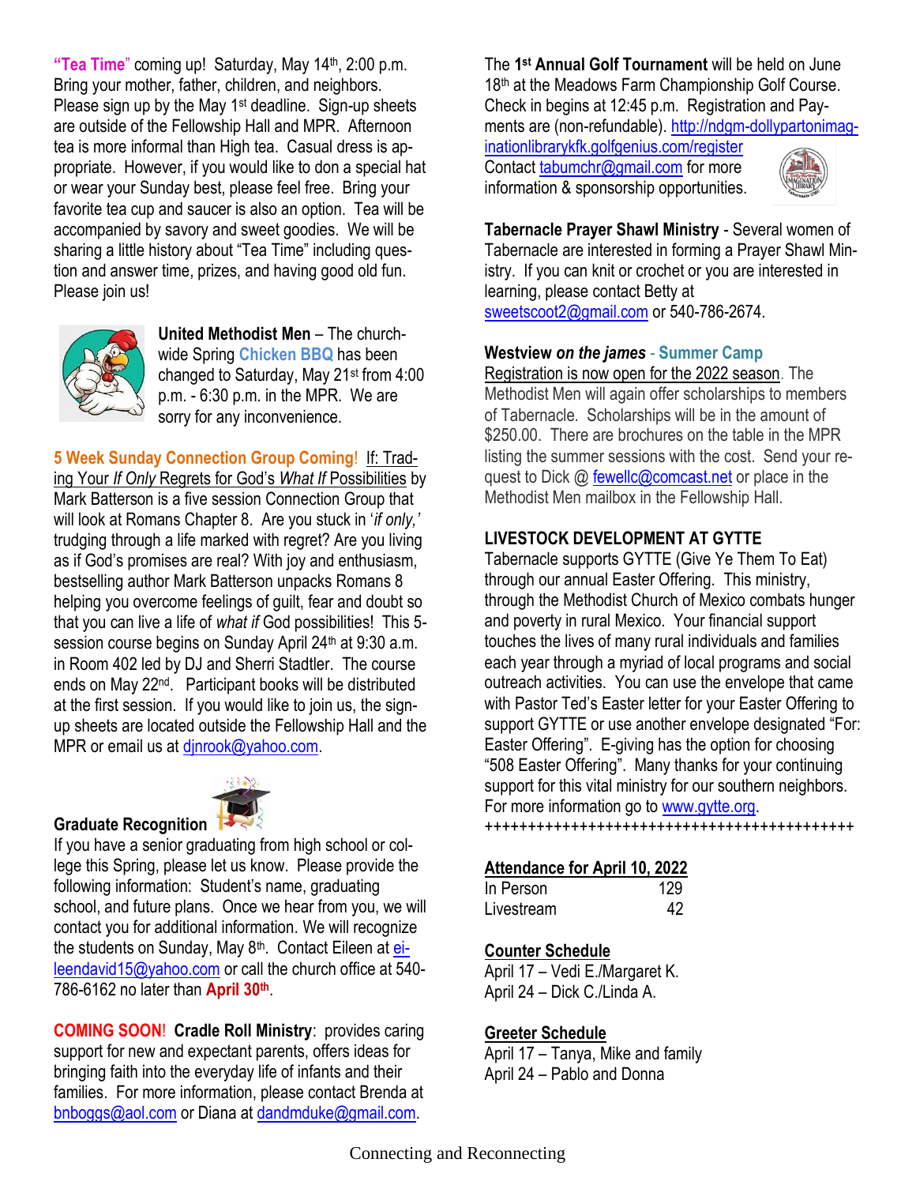**"Tea Time"** coming up! Saturday, May 14th, 2:00 p.m. Bring your mother, father, children, and neighbors. Please sign up by the May 1st deadline. Sign-up sheets are outside of the Fellowship Hall and MPR. Afternoon tea is more informal than High tea. Casual dress is appropriate. However, if you would like to don a special hat or wear your Sunday best, please feel free. Bring your favorite tea cup and saucer is also an option. Tea will be accompanied by savory and sweet goodies. We will be sharing a little history about "Tea Time" including question and answer time, prizes, and having good old fun. Please join us!

**United Methodist Men** – The church-wide Spring **Chicken BBQ** has been changed to Saturday, May 21st from 4:00 p.m. - 6:30 p.m. in the MPR. We are sorry for any inconvenience.

**5 Week Sunday Connection Group Coming**! If: Trading Your *If Only* Regrets for God's *What If* Possibilities by Mark Batterson is a five session Connection Group that will look at Romans Chapter 8. Are you stuck in '*if only,*' trudging through a life marked with regret? Are you living as if God's promises are real? With joy and enthusiasm, bestselling author Mark Batterson unpacks Romans 8 helping you overcome feelings of guilt, fear and doubt so that you can live a life of *what if* God possibilities! This 5-session course begins on Sunday April 24th at 9:30 a.m. in Room 402 led by DJ and Sherri Stadtler. The course ends on May 22nd. Participant books will be distributed at the first session. If you would like to join us, the sign-up sheets are located outside the Fellowship Hall and the MPR or email us at djnrook@yahoo.com.

**Graduate Recognition**

If you have a senior graduating from high school or college this Spring, please let us know. Please provide the following information: Student's name, graduating school, and future plans. Once we hear from you, we will contact you for additional information. We will recognize the students on Sunday, May 8th. Contact Eileen at eileendavid15@yahoo.com or call the church office at 540-786-6162 no later than **April 30th**.

**COMING SOON**! **Cradle Roll Ministry**: provides caring support for new and expectant parents, offers ideas for bringing faith into the everyday life of infants and their families. For more information, please contact Brenda at bnboggs@aol.com or Diana at dandmduke@gmail.com.

The **1st Annual Golf Tournament** will be held on June 18th at the Meadows Farm Championship Golf Course. Check in begins at 12:45 p.m. Registration and Payments are (non-refundable). http://ndgm-dollypartonimaginationlibrarykfk.golfgenius.com/register
Contact tabumchr@gmail.com for more information & sponsorship opportunities.

**Tabernacle Prayer Shawl Ministry** - Several women of Tabernacle are interested in forming a Prayer Shawl Ministry. If you can knit or crochet or you are interested in learning, please contact Betty at sweetscoot2@gmail.com or 540-786-2674.

**Westview *on the james*** - **Summer Camp**

Registration is now open for the 2022 season. The Methodist Men will again offer scholarships to members of Tabernacle. Scholarships will be in the amount of $250.00. There are brochures on the table in the MPR listing the summer sessions with the cost. Send your request to Dick @ fewellc@comcast.net or place in the Methodist Men mailbox in the Fellowship Hall.

**LIVESTOCK DEVELOPMENT AT GYTTE**

Tabernacle supports GYTTE (Give Ye Them To Eat) through our annual Easter Offering. This ministry, through the Methodist Church of Mexico combats hunger and poverty in rural Mexico. Your financial support touches the lives of many rural individuals and families each year through a myriad of local programs and social outreach activities. You can use the envelope that came with Pastor Ted's Easter letter for your Easter Offering to support GYTTE or use another envelope designated "For: Easter Offering". E-giving has the option for choosing "508 Easter Offering". Many thanks for your continuing support for this vital ministry for our southern neighbors. For more information go to www.gytte.org.

++++++++++++++++++++++++++++++++++++++++++++

**Attendance for April 10, 2022**

| | |
|---|---|
| In Person | 129 |
| Livestream | 42 |

**Counter Schedule**

April 17 – Vedi E./Margaret K.
April 24 – Dick C./Linda A.

**Greeter Schedule**

April 17 – Tanya, Mike and family
April 24 – Pablo and Donna